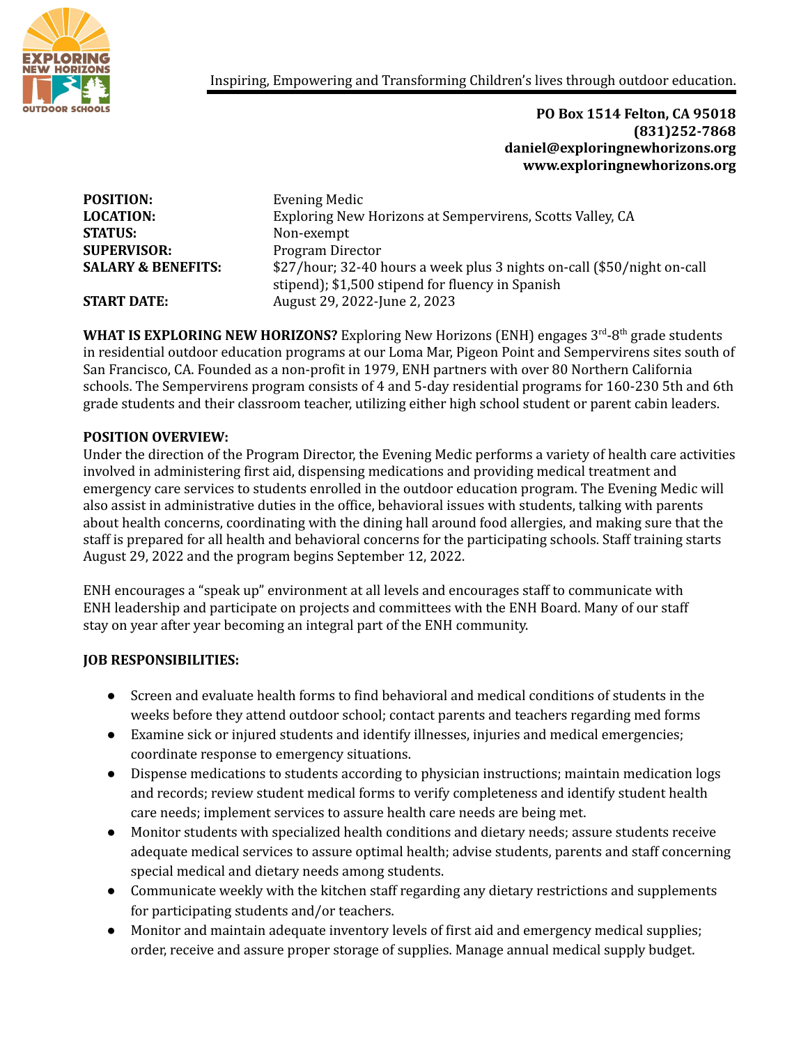Inspiring, Empowering and Transforming Children's lives through outdoor education.

**PO Box 1514 Felton, CA 95018**
**(831)252-7868**
**daniel@exploringnewhorizons.org**
**www.exploringnewhorizons.org**

| | |
|---|---|
| **POSITION:** | Evening Medic |
| **LOCATION:** | Exploring New Horizons at Sempervirens, Scotts Valley, CA |
| **STATUS:** | Non-exempt |
| **SUPERVISOR:** | Program Director |
| **SALARY & BENEFITS:** | $27/hour; 32-40 hours a week plus 3 nights on-call ($50/night on-call stipend); $1,500 stipend for fluency in Spanish |
| **START DATE:** | August 29, 2022-June 2, 2023 |

**WHAT IS EXPLORING NEW HORIZONS?** Exploring New Horizons (ENH) engages 3rd-8th grade students in residential outdoor education programs at our Loma Mar, Pigeon Point and Sempervirens sites south of San Francisco, CA. Founded as a non-profit in 1979, ENH partners with over 80 Northern California schools. The Sempervirens program consists of 4 and 5-day residential programs for 160-230 5th and 6th grade students and their classroom teacher, utilizing either high school student or parent cabin leaders.

**POSITION OVERVIEW:**
Under the direction of the Program Director, the Evening Medic performs a variety of health care activities involved in administering first aid, dispensing medications and providing medical treatment and emergency care services to students enrolled in the outdoor education program. The Evening Medic will also assist in administrative duties in the office, behavioral issues with students, talking with parents about health concerns, coordinating with the dining hall around food allergies, and making sure that the staff is prepared for all health and behavioral concerns for the participating schools. Staff training starts August 29, 2022 and the program begins September 12, 2022.

ENH encourages a "speak up" environment at all levels and encourages staff to communicate with ENH leadership and participate on projects and committees with the ENH Board. Many of our staff stay on year after year becoming an integral part of the ENH community.

**JOB RESPONSIBILITIES:**

- Screen and evaluate health forms to find behavioral and medical conditions of students in the weeks before they attend outdoor school; contact parents and teachers regarding med forms
- Examine sick or injured students and identify illnesses, injuries and medical emergencies; coordinate response to emergency situations.
- Dispense medications to students according to physician instructions; maintain medication logs and records; review student medical forms to verify completeness and identify student health care needs; implement services to assure health care needs are being met.
- Monitor students with specialized health conditions and dietary needs; assure students receive adequate medical services to assure optimal health; advise students, parents and staff concerning special medical and dietary needs among students.
- Communicate weekly with the kitchen staff regarding any dietary restrictions and supplements for participating students and/or teachers.
- Monitor and maintain adequate inventory levels of first aid and emergency medical supplies; order, receive and assure proper storage of supplies. Manage annual medical supply budget.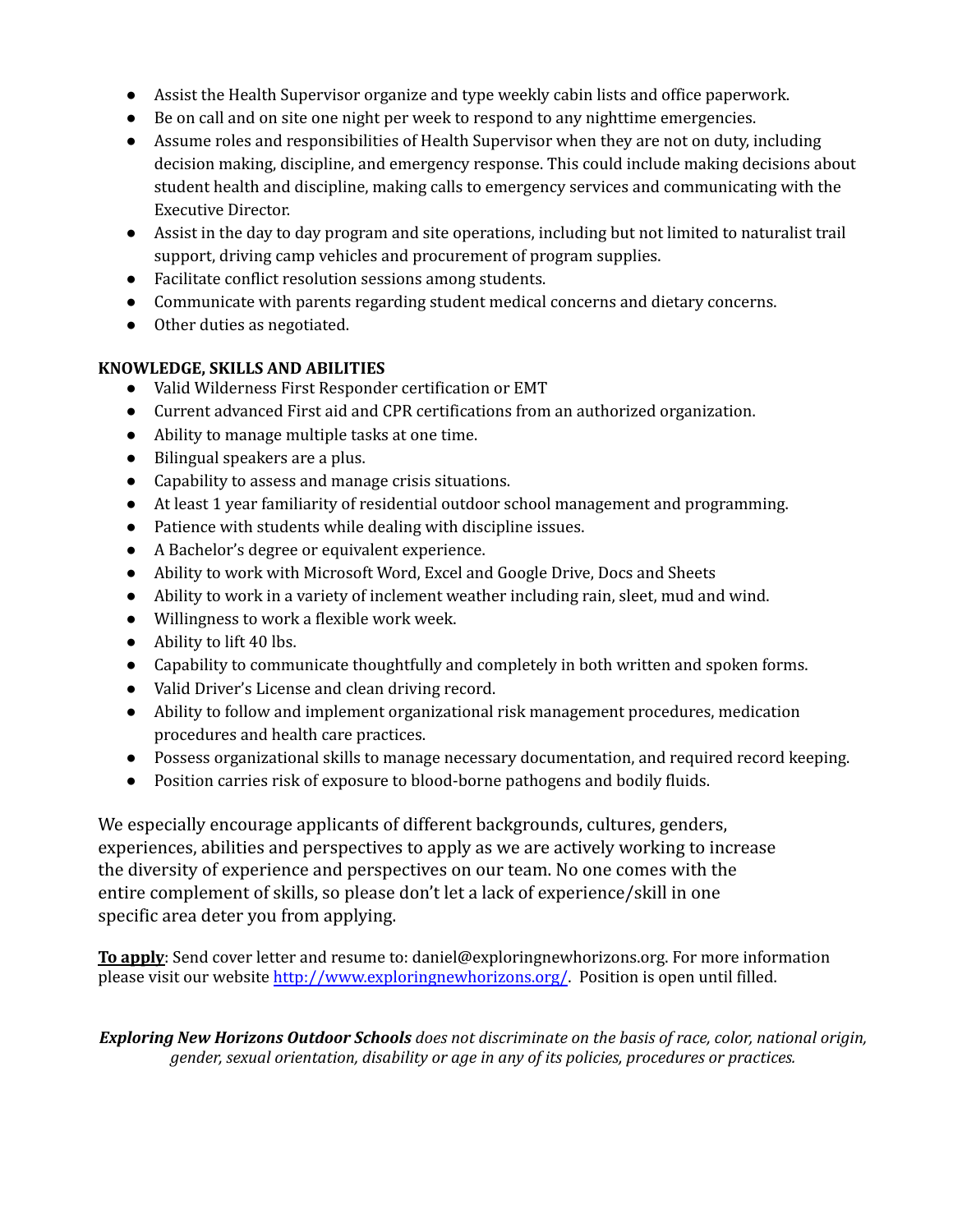- Assist the Health Supervisor organize and type weekly cabin lists and office paperwork.
- Be on call and on site one night per week to respond to any nighttime emergencies.
- Assume roles and responsibilities of Health Supervisor when they are not on duty, including decision making, discipline, and emergency response. This could include making decisions about student health and discipline, making calls to emergency services and communicating with the Executive Director.
- Assist in the day to day program and site operations, including but not limited to naturalist trail support, driving camp vehicles and procurement of program supplies.
- Facilitate conflict resolution sessions among students.
- Communicate with parents regarding student medical concerns and dietary concerns.
- Other duties as negotiated.

**KNOWLEDGE, SKILLS AND ABILITIES**

- Valid Wilderness First Responder certification or EMT
- Current advanced First aid and CPR certifications from an authorized organization.
- Ability to manage multiple tasks at one time.
- Bilingual speakers are a plus.
- Capability to assess and manage crisis situations.
- At least 1 year familiarity of residential outdoor school management and programming.
- Patience with students while dealing with discipline issues.
- A Bachelor's degree or equivalent experience.
- Ability to work with Microsoft Word, Excel and Google Drive, Docs and Sheets
- Ability to work in a variety of inclement weather including rain, sleet, mud and wind.
- Willingness to work a flexible work week.
- Ability to lift 40 lbs.
- Capability to communicate thoughtfully and completely in both written and spoken forms.
- Valid Driver's License and clean driving record.
- Ability to follow and implement organizational risk management procedures, medication procedures and health care practices.
- Possess organizational skills to manage necessary documentation, and required record keeping.
- Position carries risk of exposure to blood-borne pathogens and bodily fluids.

We especially encourage applicants of different backgrounds, cultures, genders, experiences, abilities and perspectives to apply as we are actively working to increase the diversity of experience and perspectives on our team. No one comes with the entire complement of skills, so please don't let a lack of experience/skill in one specific area deter you from applying.

**To apply**: Send cover letter and resume to: daniel@exploringnewhorizons.org. For more information please visit our website [http://www.exploringnewhorizons.org/](http://www.exploringnewhorizons.org/). Position is open until filled.

***Exploring New Horizons Outdoor Schools*** *does not discriminate on the basis of race, color, national origin, gender, sexual orientation, disability or age in any of its policies, procedures or practices.*